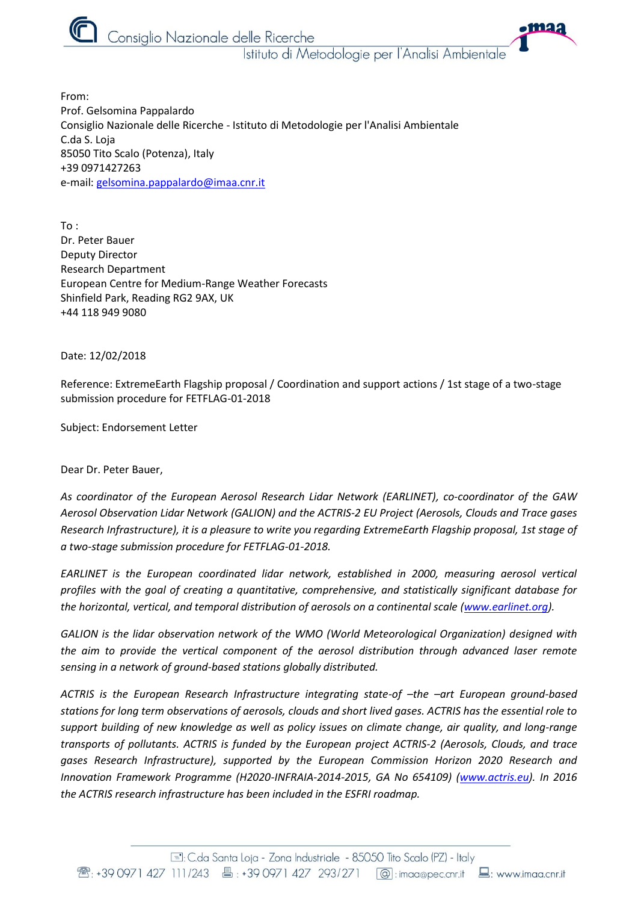From:
Prof. Gelsomina Pappalardo
Consiglio Nazionale delle Ricerche - Istituto di Metodologie per l'Analisi Ambientale
C.da S. Loja
85050 Tito Scalo (Potenza), Italy
+39 0971427263
e-mail: gelsomina.pappalardo@imaa.cnr.it

To :
Dr. Peter Bauer
Deputy Director
Research Department
European Centre for Medium-Range Weather Forecasts
Shinfield Park, Reading RG2 9AX, UK
+44 118 949 9080

Date: 12/02/2018

Reference: ExtremeEarth Flagship proposal / Coordination and support actions / 1st stage of a two-stage submission procedure for FETFLAG-01-2018

Subject: Endorsement Letter

Dear Dr. Peter Bauer,

*As coordinator of the European Aerosol Research Lidar Network (EARLINET), co-coordinator of the GAW Aerosol Observation Lidar Network (GALION) and the ACTRIS-2 EU Project (Aerosols, Clouds and Trace gases Research Infrastructure), it is a pleasure to write you regarding ExtremeEarth Flagship proposal, 1st stage of a two-stage submission procedure for FETFLAG-01-2018.*

*EARLINET is the European coordinated lidar network, established in 2000, measuring aerosol vertical profiles with the goal of creating a quantitative, comprehensive, and statistically significant database for the horizontal, vertical, and temporal distribution of aerosols on a continental scale (www.earlinet.org).*

*GALION is the lidar observation network of the WMO (World Meteorological Organization) designed with the aim to provide the vertical component of the aerosol distribution through advanced laser remote sensing in a network of ground-based stations globally distributed.*

*ACTRIS is the European Research Infrastructure integrating state-of –the –art European ground-based stations for long term observations of aerosols, clouds and short lived gases. ACTRIS has the essential role to support building of new knowledge as well as policy issues on climate change, air quality, and long-range transports of pollutants. ACTRIS is funded by the European project ACTRIS-2 (Aerosols, Clouds, and trace gases Research Infrastructure), supported by the European Commission Horizon 2020 Research and Innovation Framework Programme (H2020-INFRAIA-2014-2015, GA No 654109) (www.actris.eu). In 2016 the ACTRIS research infrastructure has been included in the ESFRI roadmap.*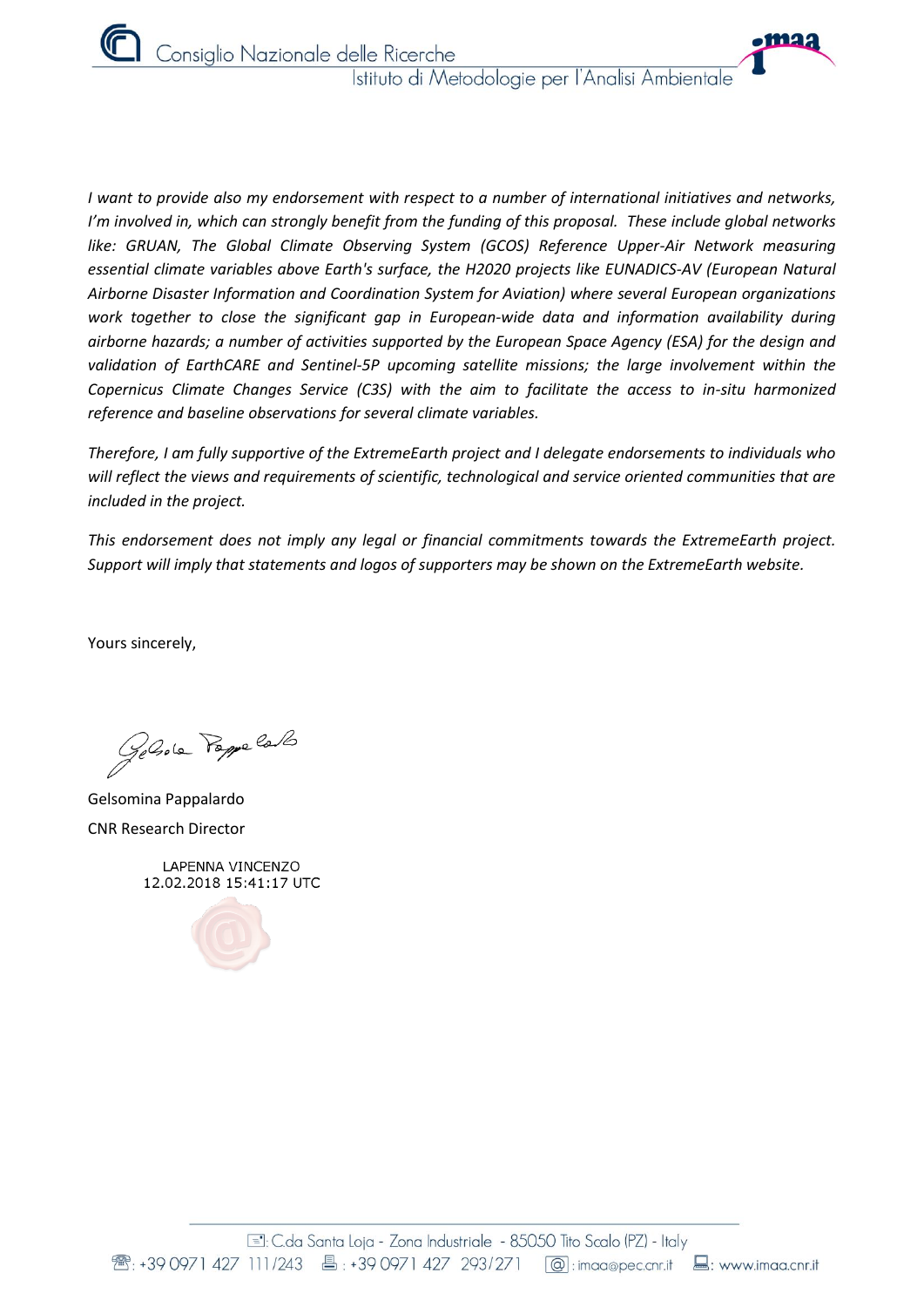*I want to provide also my endorsement with respect to a number of international initiatives and networks, I'm involved in, which can strongly benefit from the funding of this proposal. These include global networks like: GRUAN, The Global Climate Observing System (GCOS) Reference Upper-Air Network measuring essential climate variables above Earth's surface, the H2020 projects like EUNADICS-AV (European Natural Airborne Disaster Information and Coordination System for Aviation) where several European organizations work together to close the significant gap in European-wide data and information availability during airborne hazards; a number of activities supported by the European Space Agency (ESA) for the design and validation of EarthCARE and Sentinel-5P upcoming satellite missions; the large involvement within the Copernicus Climate Changes Service (C3S) with the aim to facilitate the access to in-situ harmonized reference and baseline observations for several climate variables.*

*Therefore, I am fully supportive of the ExtremeEarth project and I delegate endorsements to individuals who will reflect the views and requirements of scientific, technological and service oriented communities that are included in the project.*

*This endorsement does not imply any legal or financial commitments towards the ExtremeEarth project. Support will imply that statements and logos of supporters may be shown on the ExtremeEarth website.*

Yours sincerely,

Gelsomina Pappalardo
CNR Research Director

LAPENNA VINCENZO
12.02.2018 15:41:17 UTC